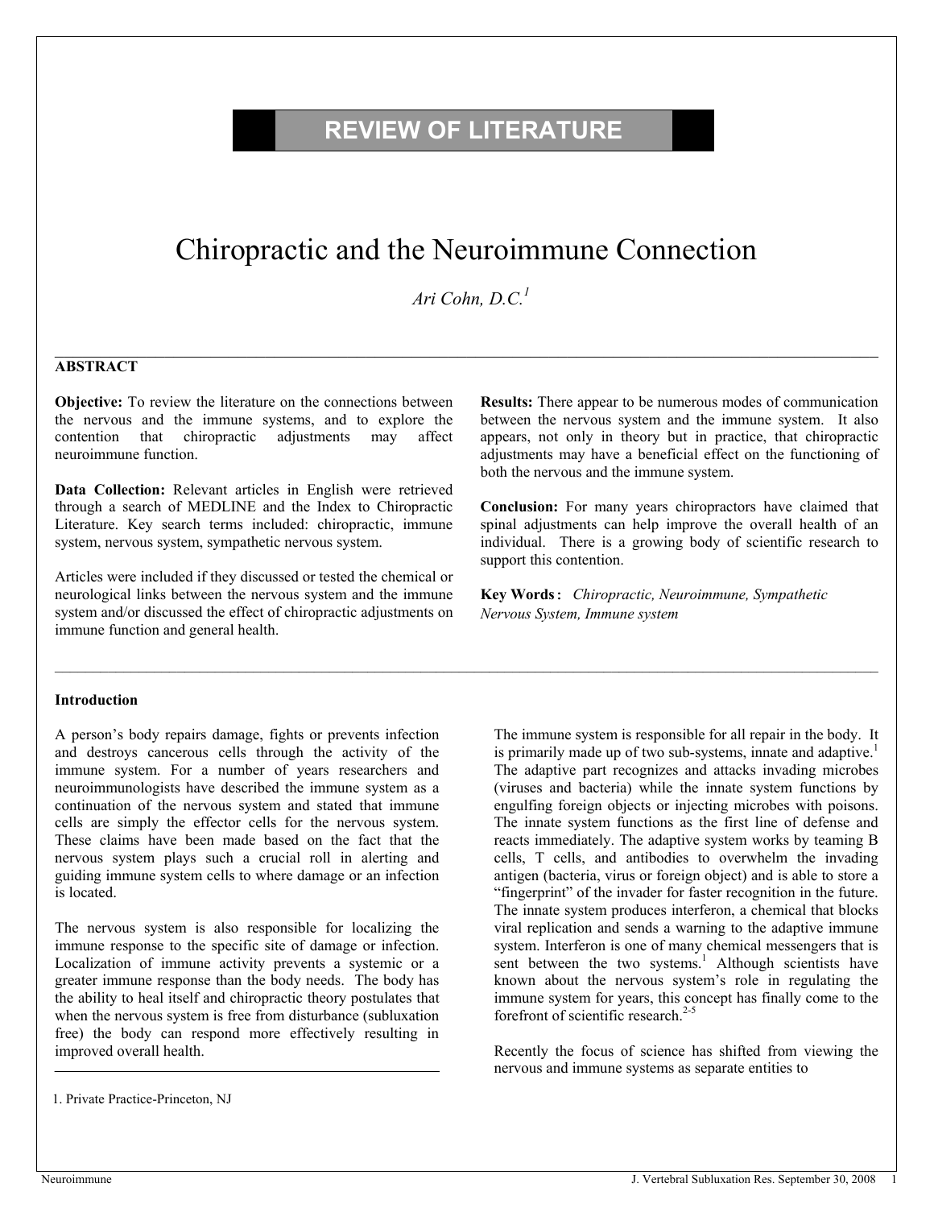# REVIEW OF LITERATURE

# Chiropractic and the Neuroimmune Connection

*Ari Cohn, D.C.*[1]

## ABSTRACT

**Objective:** To review the literature on the connections between the nervous and the immune systems, and to explore the contention that chiropractic adjustments may affect neuroimmune function.

**Data Collection:** Relevant articles in English were retrieved through a search of MEDLINE and the Index to Chiropractic Literature. Key search terms included: chiropractic, immune system, nervous system, sympathetic nervous system.

Articles were included if they discussed or tested the chemical or neurological links between the nervous system and the immune system and/or discussed the effect of chiropractic adjustments on immune function and general health.

**Results:** There appear to be numerous modes of communication between the nervous system and the immune system. It also appears, not only in theory but in practice, that chiropractic adjustments may have a beneficial effect on the functioning of both the nervous and the immune system.

**Conclusion:** For many years chiropractors have claimed that spinal adjustments can help improve the overall health of an individual. There is a growing body of scientific research to support this contention.

**Key Words:** *Chiropractic, Neuroimmune, Sympathetic Nervous System, Immune system*

## Introduction

A person's body repairs damage, fights or prevents infection and destroys cancerous cells through the activity of the immune system. For a number of years researchers and neuroimmunologists have described the immune system as a continuation of the nervous system and stated that immune cells are simply the effector cells for the nervous system. These claims have been made based on the fact that the nervous system plays such a crucial roll in alerting and guiding immune system cells to where damage or an infection is located.

The nervous system is also responsible for localizing the immune response to the specific site of damage or infection. Localization of immune activity prevents a systemic or a greater immune response than the body needs. The body has the ability to heal itself and chiropractic theory postulates that when the nervous system is free from disturbance (subluxation free) the body can respond more effectively resulting in improved overall health.

The immune system is responsible for all repair in the body. It is primarily made up of two sub-systems, innate and adaptive.[1] The adaptive part recognizes and attacks invading microbes (viruses and bacteria) while the innate system functions by engulfing foreign objects or injecting microbes with poisons. The innate system functions as the first line of defense and reacts immediately. The adaptive system works by teaming B cells, T cells, and antibodies to overwhelm the invading antigen (bacteria, virus or foreign object) and is able to store a "fingerprint" of the invader for faster recognition in the future. The innate system produces interferon, a chemical that blocks viral replication and sends a warning to the adaptive immune system. Interferon is one of many chemical messengers that is sent between the two systems.[1] Although scientists have known about the nervous system's role in regulating the immune system for years, this concept has finally come to the forefront of scientific research.[2-5]

Recently the focus of science has shifted from viewing the nervous and immune systems as separate entities to

1. Private Practice-Princeton, NJ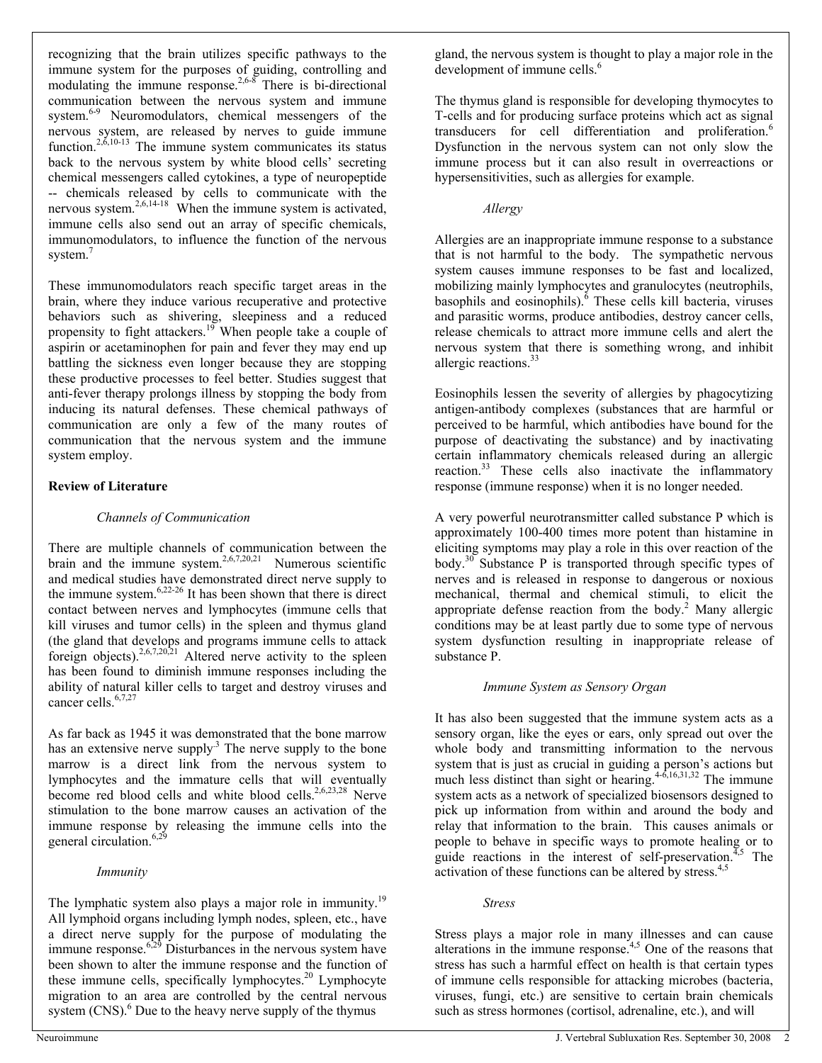recognizing that the brain utilizes specific pathways to the immune system for the purposes of guiding, controlling and modulating the immune response.[2,6-8] There is bi-directional communication between the nervous system and immune system.[6-9] Neuromodulators, chemical messengers of the nervous system, are released by nerves to guide immune function.[2,6,10-13] The immune system communicates its status back to the nervous system by white blood cells' secreting chemical messengers called cytokines, a type of neuropeptide -- chemicals released by cells to communicate with the nervous system.[2,6,14-18] When the immune system is activated, immune cells also send out an array of specific chemicals, immunomodulators, to influence the function of the nervous system.[7]

These immunomodulators reach specific target areas in the brain, where they induce various recuperative and protective behaviors such as shivering, sleepiness and a reduced propensity to fight attackers.[19] When people take a couple of aspirin or acetaminophen for pain and fever they may end up battling the sickness even longer because they are stopping these productive processes to feel better. Studies suggest that anti-fever therapy prolongs illness by stopping the body from inducing its natural defenses. These chemical pathways of communication are only a few of the many routes of communication that the nervous system and the immune system employ.

## Review of Literature

### *Channels of Communication*

There are multiple channels of communication between the brain and the immune system.[2,6,7,20,21] Numerous scientific and medical studies have demonstrated direct nerve supply to the immune system.[6,22-26] It has been shown that there is direct contact between nerves and lymphocytes (immune cells that kill viruses and tumor cells) in the spleen and thymus gland (the gland that develops and programs immune cells to attack foreign objects).[2,6,7,20,21] Altered nerve activity to the spleen has been found to diminish immune responses including the ability of natural killer cells to target and destroy viruses and cancer cells.[6,7,27]

As far back as 1945 it was demonstrated that the bone marrow has an extensive nerve supply.[3] The nerve supply to the bone marrow is a direct link from the nervous system to lymphocytes and the immature cells that will eventually become red blood cells and white blood cells.[2,6,23,28] Nerve stimulation to the bone marrow causes an activation of the immune response by releasing the immune cells into the general circulation.[6,29]

### *Immunity*

The lymphatic system also plays a major role in immunity.[19] All lymphoid organs including lymph nodes, spleen, etc., have a direct nerve supply for the purpose of modulating the immune response.[6,29] Disturbances in the nervous system have been shown to alter the immune response and the function of these immune cells, specifically lymphocytes.[20] Lymphocyte migration to an area are controlled by the central nervous system (CNS).[6] Due to the heavy nerve supply of the thymus gland, the nervous system is thought to play a major role in the development of immune cells.[6]

The thymus gland is responsible for developing thymocytes to T-cells and for producing surface proteins which act as signal transducers for cell differentiation and proliferation.[6] Dysfunction in the nervous system can not only slow the immune process but it can also result in overreactions or hypersensitivities, such as allergies for example.

### *Allergy*

Allergies are an inappropriate immune response to a substance that is not harmful to the body. The sympathetic nervous system causes immune responses to be fast and localized, mobilizing mainly lymphocytes and granulocytes (neutrophils, basophils and eosinophils).[6] These cells kill bacteria, viruses and parasitic worms, produce antibodies, destroy cancer cells, release chemicals to attract more immune cells and alert the nervous system that there is something wrong, and inhibit allergic reactions.[33]

Eosinophils lessen the severity of allergies by phagocytizing antigen-antibody complexes (substances that are harmful or perceived to be harmful, which antibodies have bound for the purpose of deactivating the substance) and by inactivating certain inflammatory chemicals released during an allergic reaction.[33] These cells also inactivate the inflammatory response (immune response) when it is no longer needed.

A very powerful neurotransmitter called substance P which is approximately 100-400 times more potent than histamine in eliciting symptoms may play a role in this over reaction of the body.[30] Substance P is transported through specific types of nerves and is released in response to dangerous or noxious mechanical, thermal and chemical stimuli, to elicit the appropriate defense reaction from the body.[2] Many allergic conditions may be at least partly due to some type of nervous system dysfunction resulting in inappropriate release of substance P.

### *Immune System as Sensory Organ*

It has also been suggested that the immune system acts as a sensory organ, like the eyes or ears, only spread out over the whole body and transmitting information to the nervous system that is just as crucial in guiding a person's actions but much less distinct than sight or hearing.[4-6,16,31,32] The immune system acts as a network of specialized biosensors designed to pick up information from within and around the body and relay that information to the brain. This causes animals or people to behave in specific ways to promote healing or to guide reactions in the interest of self-preservation.[4,5] The activation of these functions can be altered by stress.[4,5]

### *Stress*

Stress plays a major role in many illnesses and can cause alterations in the immune response.[4,5] One of the reasons that stress has such a harmful effect on health is that certain types of immune cells responsible for attacking microbes (bacteria, viruses, fungi, etc.) are sensitive to certain brain chemicals such as stress hormones (cortisol, adrenaline, etc.), and will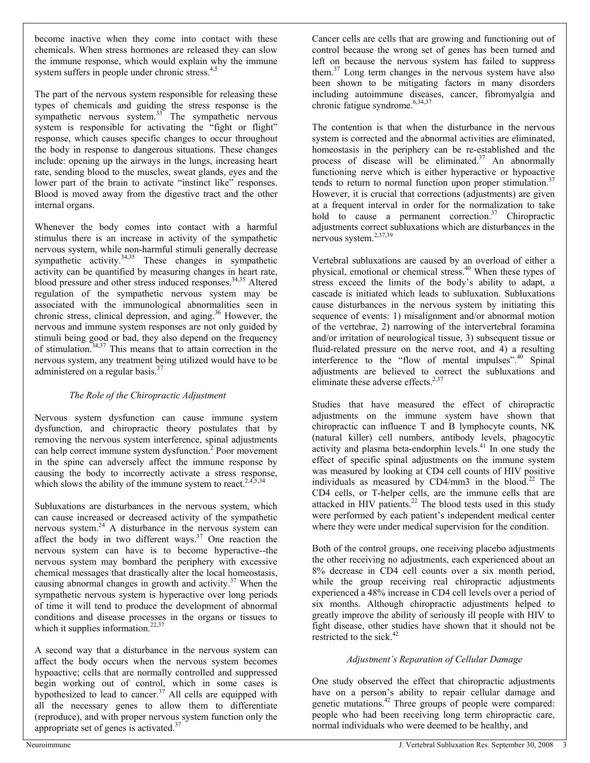become inactive when they come into contact with these chemicals. When stress hormones are released they can slow the immune response, which would explain why the immune system suffers in people under chronic stress.[4,5]

The part of the nervous system responsible for releasing these types of chemicals and guiding the stress response is the sympathetic nervous system.[33] The sympathetic nervous system is responsible for activating the "fight or flight" response, which causes specific changes to occur throughout the body in response to dangerous situations. These changes include: opening up the airways in the lungs, increasing heart rate, sending blood to the muscles, sweat glands, eyes and the lower part of the brain to activate "instinct like" responses. Blood is moved away from the digestive tract and the other internal organs.

Whenever the body comes into contact with a harmful stimulus there is an increase in activity of the sympathetic nervous system, while non-harmful stimuli generally decrease sympathetic activity.[34,35] These changes in sympathetic activity can be quantified by measuring changes in heart rate, blood pressure and other stress induced responses.[34,35] Altered regulation of the sympathetic nervous system may be associated with the immunological abnormalities seen in chronic stress, clinical depression, and aging.[36] However, the nervous and immune system responses are not only guided by stimuli being good or bad, they also depend on the frequency of stimulation.[34,37] This means that to attain correction in the nervous system, any treatment being utilized would have to be administered on a regular basis.[37]

### *The Role of the Chiropractic Adjustment*

Nervous system dysfunction can cause immune system dysfunction, and chiropractic theory postulates that by removing the nervous system interference, spinal adjustments can help correct immune system dysfunction.[2] Poor movement in the spine can adversely affect the immune response by causing the body to incorrectly activate a stress response, which slows the ability of the immune system to react.[2,4,5,34]

Subluxations are disturbances in the nervous system, which can cause increased or decreased activity of the sympathetic nervous system.[24] A disturbance in the nervous system can affect the body in two different ways.[37] One reaction the nervous system can have is to become hyperactive--the nervous system may bombard the periphery with excessive chemical messages that drastically alter the local homeostasis, causing abnormal changes in growth and activity.[37] When the sympathetic nervous system is hyperactive over long periods of time it will tend to produce the development of abnormal conditions and disease processes in the organs or tissues to which it supplies information.[22,37]

A second way that a disturbance in the nervous system can affect the body occurs when the nervous system becomes hypoactive; cells that are normally controlled and suppressed begin working out of control, which in some cases is hypothesized to lead to cancer.[37] All cells are equipped with all the necessary genes to allow them to differentiate (reproduce), and with proper nervous system function only the appropriate set of genes is activated.[37] Cancer cells are cells that are growing and functioning out of control because the wrong set of genes has been turned and left on because the nervous system has failed to suppress them.[37] Long term changes in the nervous system have also been shown to be mitigating factors in many disorders including autoimmune diseases, cancer, fibromyalgia and chronic fatigue syndrome.[6,34,37]

The contention is that when the disturbance in the nervous system is corrected and the abnormal activities are eliminated, homeostasis in the periphery can be re-established and the process of disease will be eliminated.[37] An abnormally functioning nerve which is either hyperactive or hypoactive tends to return to normal function upon proper stimulation.[37] However, it is crucial that corrections (adjustments) are given at a frequent interval in order for the normalization to take hold to cause a permanent correction.[37] Chiropractic adjustments correct subluxations which are disturbances in the nervous system.[2,37,39]

Vertebral subluxations are caused by an overload of either a physical, emotional or chemical stress.[40] When these types of stress exceed the limits of the body's ability to adapt, a cascade is initiated which leads to subluxation. Subluxations cause disturbances in the nervous system by initiating this sequence of events: 1) misalignment and/or abnormal motion of the vertebrae, 2) narrowing of the intervertebral foramina and/or irritation of neurological tissue, 3) subsequent tissue or fluid-related pressure on the nerve root, and 4) a resulting interference to the "flow of mental impulses".[40] Spinal adjustments are believed to correct the subluxations and eliminate these adverse effects.[2,37]

Studies that have measured the effect of chiropractic adjustments on the immune system have shown that chiropractic can influence T and B lymphocyte counts, NK (natural killer) cell numbers, antibody levels, phagocytic activity and plasma beta-endorphin levels.[41] In one study the effect of specific spinal adjustments on the immune system was measured by looking at CD4 cell counts of HIV positive individuals as measured by CD4/mm3 in the blood.[22] The CD4 cells, or T-helper cells, are the immune cells that are attacked in HIV patients.[22] The blood tests used in this study were performed by each patient's independent medical center where they were under medical supervision for the condition.

Both of the control groups, one receiving placebo adjustments the other receiving no adjustments, each experienced about an 8% decrease in CD4 cell counts over a six month period, while the group receiving real chiropractic adjustments experienced a 48% increase in CD4 cell levels over a period of six months. Although chiropractic adjustments helped to greatly improve the ability of seriously ill people with HIV to fight disease, other studies have shown that it should not be restricted to the sick.[42]

### *Adjustment's Reparation of Cellular Damage*

One study observed the effect that chiropractic adjustments have on a person's ability to repair cellular damage and genetic mutations.[42] Three groups of people were compared: people who had been receiving long term chiropractic care, normal individuals who were deemed to be healthy, and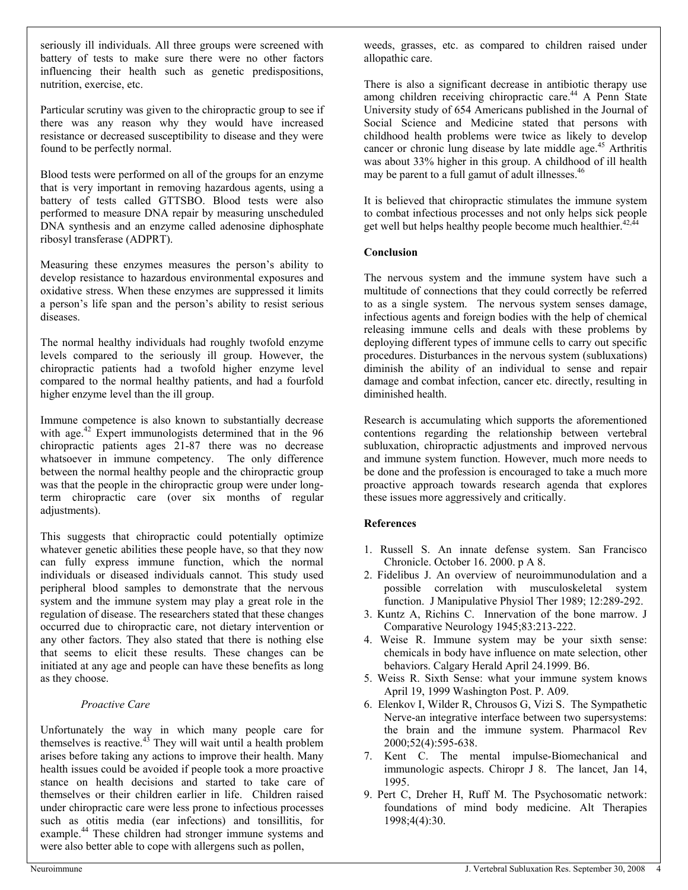seriously ill individuals. All three groups were screened with battery of tests to make sure there were no other factors influencing their health such as genetic predispositions, nutrition, exercise, etc.

Particular scrutiny was given to the chiropractic group to see if there was any reason why they would have increased resistance or decreased susceptibility to disease and they were found to be perfectly normal.

Blood tests were performed on all of the groups for an enzyme that is very important in removing hazardous agents, using a battery of tests called GTTSBO. Blood tests were also performed to measure DNA repair by measuring unscheduled DNA synthesis and an enzyme called adenosine diphosphate ribosyl transferase (ADPRT).

Measuring these enzymes measures the person's ability to develop resistance to hazardous environmental exposures and oxidative stress. When these enzymes are suppressed it limits a person's life span and the person's ability to resist serious diseases.

The normal healthy individuals had roughly twofold enzyme levels compared to the seriously ill group. However, the chiropractic patients had a twofold higher enzyme level compared to the normal healthy patients, and had a fourfold higher enzyme level than the ill group.

Immune competence is also known to substantially decrease with age.[42] Expert immunologists determined that in the 96 chiropractic patients ages 21-87 there was no decrease whatsoever in immune competency. The only difference between the normal healthy people and the chiropractic group was that the people in the chiropractic group were under long-term chiropractic care (over six months of regular adjustments).

This suggests that chiropractic could potentially optimize whatever genetic abilities these people have, so that they now can fully express immune function, which the normal individuals or diseased individuals cannot. This study used peripheral blood samples to demonstrate that the nervous system and the immune system may play a great role in the regulation of disease. The researchers stated that these changes occurred due to chiropractic care, not dietary intervention or any other factors. They also stated that there is nothing else that seems to elicit these results. These changes can be initiated at any age and people can have these benefits as long as they choose.

*Proactive Care*

Unfortunately the way in which many people care for themselves is reactive.[43] They will wait until a health problem arises before taking any actions to improve their health. Many health issues could be avoided if people took a more proactive stance on health decisions and started to take care of themselves or their children earlier in life. Children raised under chiropractic care were less prone to infectious processes such as otitis media (ear infections) and tonsillitis, for example.[44] These children had stronger immune systems and were also better able to cope with allergens such as pollen, weeds, grasses, etc. as compared to children raised under allopathic care.

There is also a significant decrease in antibiotic therapy use among children receiving chiropractic care.[44] A Penn State University study of 654 Americans published in the Journal of Social Science and Medicine stated that persons with childhood health problems were twice as likely to develop cancer or chronic lung disease by late middle age.[45] Arthritis was about 33% higher in this group. A childhood of ill health may be parent to a full gamut of adult illnesses.[46]

It is believed that chiropractic stimulates the immune system to combat infectious processes and not only helps sick people get well but helps healthy people become much healthier.[42,44]

**Conclusion**

The nervous system and the immune system have such a multitude of connections that they could correctly be referred to as a single system. The nervous system senses damage, infectious agents and foreign bodies with the help of chemical releasing immune cells and deals with these problems by deploying different types of immune cells to carry out specific procedures. Disturbances in the nervous system (subluxations) diminish the ability of an individual to sense and repair damage and combat infection, cancer etc. directly, resulting in diminished health.

Research is accumulating which supports the aforementioned contentions regarding the relationship between vertebral subluxation, chiropractic adjustments and improved nervous and immune system function. However, much more needs to be done and the profession is encouraged to take a much more proactive approach towards research agenda that explores these issues more aggressively and critically.

**References**

1. Russell S. An innate defense system. San Francisco Chronicle. October 16. 2000. p A 8.
2. Fidelibus J. An overview of neuroimmunodulation and a possible correlation with musculoskeletal system function. J Manipulative Physiol Ther 1989; 12:289-292.
3. Kuntz A, Richins C. Innervation of the bone marrow. J Comparative Neurology 1945;83:213-222.
4. Weise R. Immune system may be your sixth sense: chemicals in body have influence on mate selection, other behaviors. Calgary Herald April 24.1999. B6.
5. Weiss R. Sixth Sense: what your immune system knows April 19, 1999 Washington Post. P. A09.
6. Elenkov I, Wilder R, Chrousos G, Vizi S. The Sympathetic Nerve-an integrative interface between two supersystems: the brain and the immune system. Pharmacol Rev 2000;52(4):595-638.
7. Kent C. The mental impulse-Biomechanical and immunologic aspects. Chiropr J 8. The lancet, Jan 14, 1995.
9. Pert C, Dreher H, Ruff M. The Psychosomatic network: foundations of mind body medicine. Alt Therapies 1998;4(4):30.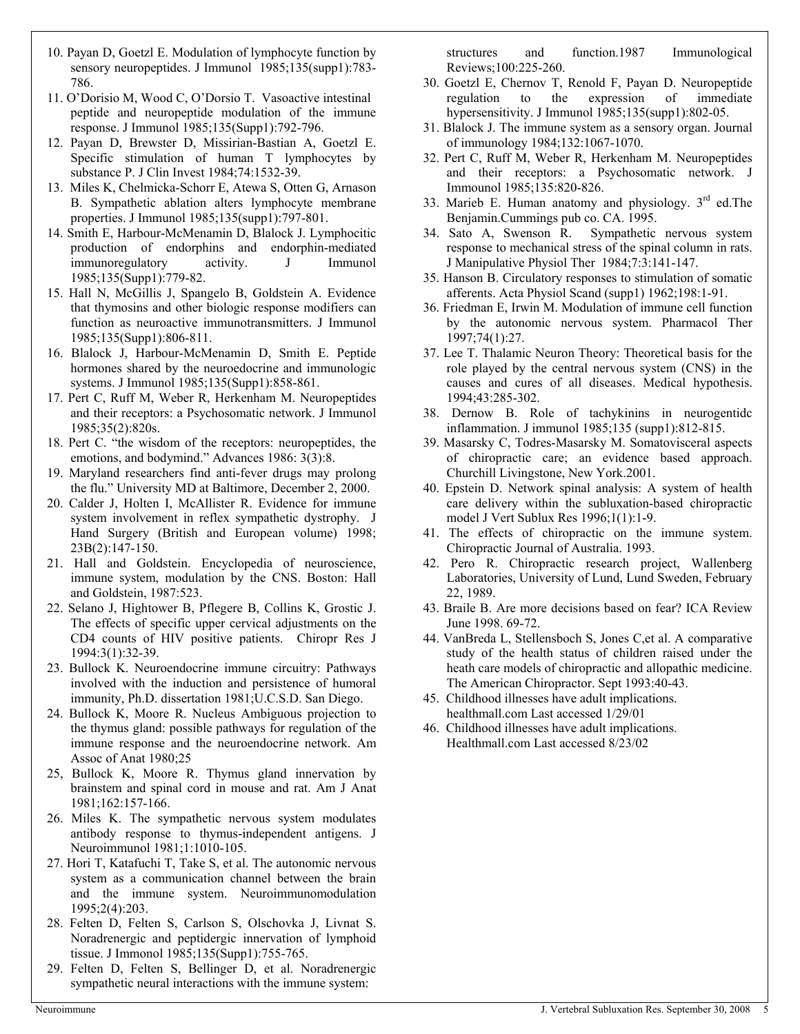10. Payan D, Goetzl E. Modulation of lymphocyte function by sensory neuropeptides. J Immunol 1985;135(supp1):783-786.
11. O'Dorisio M, Wood C, O'Dorsio T. Vasoactive intestinal peptide and neuropeptide modulation of the immune response. J Immunol 1985;135(Supp1):792-796.
12. Payan D, Brewster D, Missirian-Bastian A, Goetzl E. Specific stimulation of human T lymphocytes by substance P. J Clin Invest 1984;74:1532-39.
13. Miles K, Chelmicka-Schorr E, Atewa S, Otten G, Arnason B. Sympathetic ablation alters lymphocyte membrane properties. J Immunol 1985;135(supp1):797-801.
14. Smith E, Harbour-McMenamin D, Blalock J. Lymphocitic production of endorphins and endorphin-mediated immunoregulatory activity. J Immunol 1985;135(Supp1):779-82.
15. Hall N, McGillis J, Spangelo B, Goldstein A. Evidence that thymosins and other biologic response modifiers can function as neuroactive immunotransmitters. J Immunol 1985;135(Supp1):806-811.
16. Blalock J, Harbour-McMenamin D, Smith E. Peptide hormones shared by the neuroedocrine and immunologic systems. J Immunol 1985;135(Supp1):858-861.
17. Pert C, Ruff M, Weber R, Herkenham M. Neuropeptides and their receptors: a Psychosomatic network. J Immunol 1985;35(2):820s.
18. Pert C. "the wisdom of the receptors: neuropeptides, the emotions, and bodymind." Advances 1986: 3(3):8.
19. Maryland researchers find anti-fever drugs may prolong the flu." University MD at Baltimore, December 2, 2000.
20. Calder J, Holten I, McAllister R. Evidence for immune system involvement in reflex sympathetic dystrophy. J Hand Surgery (British and European volume) 1998; 23B(2):147-150.
21. Hall and Goldstein. Encyclopedia of neuroscience, immune system, modulation by the CNS. Boston: Hall and Goldstein, 1987:523.
22. Selano J, Hightower B, Pflegere B, Collins K, Grostic J. The effects of specific upper cervical adjustments on the CD4 counts of HIV positive patients. Chiropr Res J 1994:3(1):32-39.
23. Bullock K. Neuroendocrine immune circuitry: Pathways involved with the induction and persistence of humoral immunity, Ph.D. dissertation 1981;U.C.S.D. San Diego.
24. Bullock K, Moore R. Nucleus Ambiguous projection to the thymus gland: possible pathways for regulation of the immune response and the neuroendocrine network. Am Assoc of Anat 1980;25
25, Bullock K, Moore R. Thymus gland innervation by brainstem and spinal cord in mouse and rat. Am J Anat 1981;162:157-166.
26. Miles K. The sympathetic nervous system modulates antibody response to thymus-independent antigens. J Neuroimmunol 1981;1:1010-105.
27. Hori T, Katafuchi T, Take S, et al. The autonomic nervous system as a communication channel between the brain and the immune system. Neuroimmunomodulation 1995;2(4):203.
28. Felten D, Felten S, Carlson S, Olschovka J, Livnat S. Noradrenergic and peptidergic innervation of lymphoid tissue. J Immonol 1985;135(Supp1):755-765.
29. Felten D, Felten S, Bellinger D, et al. Noradrenergic sympathetic neural interactions with the immune system: structures and function.1987 Immunological Reviews;100:225-260.
30. Goetzl E, Chernov T, Renold F, Payan D. Neuropeptide regulation to the expression of immediate hypersensitivity. J Immunol 1985;135(supp1):802-05.
31. Blalock J. The immune system as a sensory organ. Journal of immunology 1984;132:1067-1070.
32. Pert C, Ruff M, Weber R, Herkenham M. Neuropeptides and their receptors: a Psychosomatic network. J Immounol 1985;135:820-826.
33. Marieb E. Human anatomy and physiology. 3rd ed.The Benjamin.Cummings pub co. CA. 1995.
34. Sato A, Swenson R. Sympathetic nervous system response to mechanical stress of the spinal column in rats. J Manipulative Physiol Ther 1984;7:3:141-147.
35. Hanson B. Circulatory responses to stimulation of somatic afferents. Acta Physiol Scand (supp1) 1962;198:1-91.
36. Friedman E, Irwin M. Modulation of immune cell function by the autonomic nervous system. Pharmacol Ther 1997;74(1):27.
37. Lee T. Thalamic Neuron Theory: Theoretical basis for the role played by the central nervous system (CNS) in the causes and cures of all diseases. Medical hypothesis. 1994;43:285-302.
38. Dernow B. Role of tachykinins in neurogentidc inflammation. J immunol 1985;135 (supp1):812-815.
39. Masarsky C, Todres-Masarsky M. Somatovisceral aspects of chiropractic care; an evidence based approach. Churchill Livingstone, New York.2001.
40. Epstein D. Network spinal analysis: A system of health care delivery within the subluxation-based chiropractic model J Vert Sublux Res 1996;1(1):1-9.
41. The effects of chiropractic on the immune system. Chiropractic Journal of Australia. 1993.
42. Pero R. Chiropractic research project, Wallenberg Laboratories, University of Lund, Lund Sweden, February 22, 1989.
43. Braile B. Are more decisions based on fear? ICA Review June 1998. 69-72.
44. VanBreda L, Stellensboch S, Jones C,et al. A comparative study of the health status of children raised under the heath care models of chiropractic and allopathic medicine. The American Chiropractor. Sept 1993:40-43.
45. Childhood illnesses have adult implications. healthmall.com Last accessed 1/29/01
46. Childhood illnesses have adult implications. Healthmall.com Last accessed 8/23/02